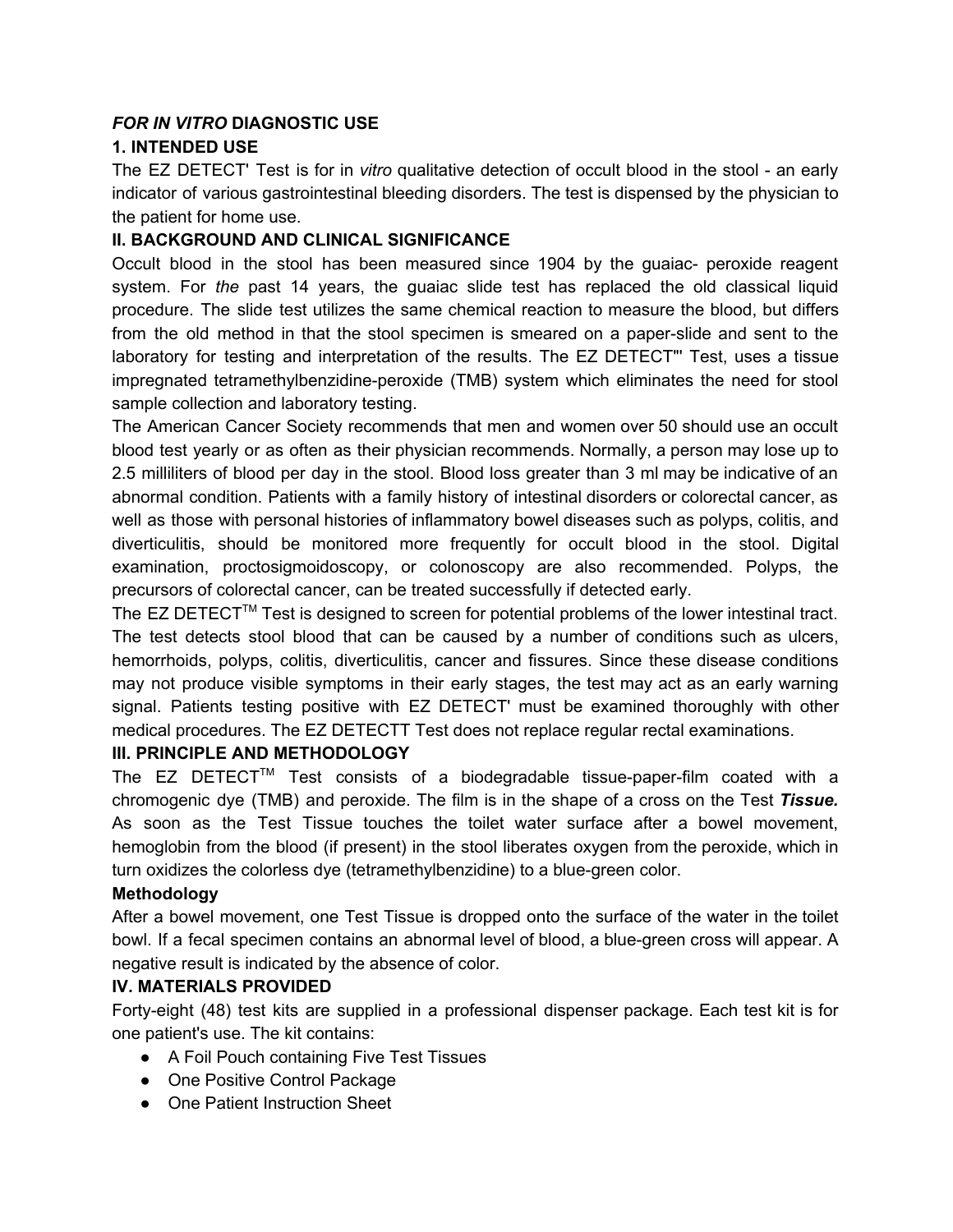***FOR IN VITRO* DIAGNOSTIC USE**

**1. INTENDED USE**

The EZ DETECT' Test is for in *vitro* qualitative detection of occult blood in the stool - an early indicator of various gastrointestinal bleeding disorders. The test is dispensed by the physician to the patient for home use.

**II. BACKGROUND AND CLINICAL SIGNIFICANCE**

Occult blood in the stool has been measured since 1904 by the guaiac- peroxide reagent system. For *the* past 14 years, the guaiac slide test has replaced the old classical liquid procedure. The slide test utilizes the same chemical reaction to measure the blood, but differs from the old method in that the stool specimen is smeared on a paper-slide and sent to the laboratory for testing and interpretation of the results. The EZ DETECT"' Test, uses a tissue impregnated tetramethylbenzidine-peroxide (TMB) system which eliminates the need for stool sample collection and laboratory testing.

The American Cancer Society recommends that men and women over 50 should use an occult blood test yearly or as often as their physician recommends. Normally, a person may lose up to 2.5 milliliters of blood per day in the stool. Blood loss greater than 3 ml may be indicative of an abnormal condition. Patients with a family history of intestinal disorders or colorectal cancer, as well as those with personal histories of inflammatory bowel diseases such as polyps, colitis, and diverticulitis, should be monitored more frequently for occult blood in the stool. Digital examination, proctosigmoidoscopy, or colonoscopy are also recommended. Polyps, the precursors of colorectal cancer, can be treated successfully if detected early.

The EZ DETECT™ Test is designed to screen for potential problems of the lower intestinal tract. The test detects stool blood that can be caused by a number of conditions such as ulcers, hemorrhoids, polyps, colitis, diverticulitis, cancer and fissures. Since these disease conditions may not produce visible symptoms in their early stages, the test may act as an early warning signal. Patients testing positive with EZ DETECT' must be examined thoroughly with other medical procedures. The EZ DETECTT Test does not replace regular rectal examinations.

**III. PRINCIPLE AND METHODOLOGY**

The EZ DETECT™ Test consists of a biodegradable tissue-paper-film coated with a chromogenic dye (TMB) and peroxide. The film is in the shape of a cross on the Test ***Tissue.*** As soon as the Test Tissue touches the toilet water surface after a bowel movement, hemoglobin from the blood (if present) in the stool liberates oxygen from the peroxide, which in turn oxidizes the colorless dye (tetramethylbenzidine) to a blue-green color.

**Methodology**

After a bowel movement, one Test Tissue is dropped onto the surface of the water in the toilet bowl. If a fecal specimen contains an abnormal level of blood, a blue-green cross will appear. A negative result is indicated by the absence of color.

**IV. MATERIALS PROVIDED**

Forty-eight (48) test kits are supplied in a professional dispenser package. Each test kit is for one patient's use. The kit contains:

- A Foil Pouch containing Five Test Tissues
- One Positive Control Package
- One Patient Instruction Sheet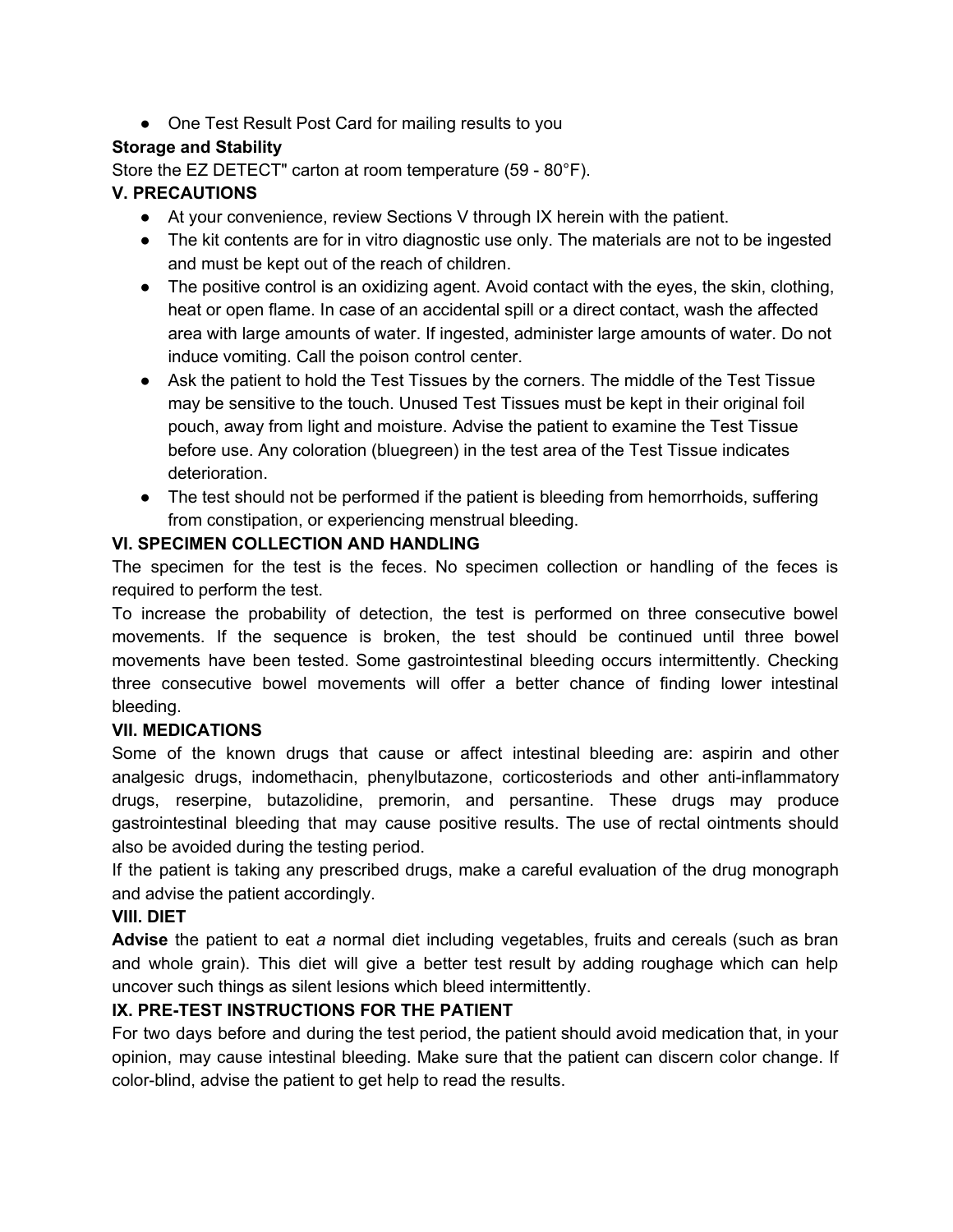- One Test Result Post Card for mailing results to you

**Storage and Stability**

Store the EZ DETECT" carton at room temperature (59 - 80°F).

**V. PRECAUTIONS**

- At your convenience, review Sections V through IX herein with the patient.
- The kit contents are for in vitro diagnostic use only. The materials are not to be ingested and must be kept out of the reach of children.
- The positive control is an oxidizing agent. Avoid contact with the eyes, the skin, clothing, heat or open flame. In case of an accidental spill or a direct contact, wash the affected area with large amounts of water. If ingested, administer large amounts of water. Do not induce vomiting. Call the poison control center.
- Ask the patient to hold the Test Tissues by the corners. The middle of the Test Tissue may be sensitive to the touch. Unused Test Tissues must be kept in their original foil pouch, away from light and moisture. Advise the patient to examine the Test Tissue before use. Any coloration (bluegreen) in the test area of the Test Tissue indicates deterioration.
- The test should not be performed if the patient is bleeding from hemorrhoids, suffering from constipation, or experiencing menstrual bleeding.

**VI. SPECIMEN COLLECTION AND HANDLING**

The specimen for the test is the feces. No specimen collection or handling of the feces is required to perform the test.

To increase the probability of detection, the test is performed on three consecutive bowel movements. If the sequence is broken, the test should be continued until three bowel movements have been tested. Some gastrointestinal bleeding occurs intermittently. Checking three consecutive bowel movements will offer a better chance of finding lower intestinal bleeding.

**VII. MEDICATIONS**

Some of the known drugs that cause or affect intestinal bleeding are: aspirin and other analgesic drugs, indomethacin, phenylbutazone, corticosteriods and other anti-inflammatory drugs, reserpine, butazolidine, premorin, and persantine. These drugs may produce gastrointestinal bleeding that may cause positive results. The use of rectal ointments should also be avoided during the testing period.

If the patient is taking any prescribed drugs, make a careful evaluation of the drug monograph and advise the patient accordingly.

**VIII. DIET**

**Advise** the patient to eat *a* normal diet including vegetables, fruits and cereals (such as bran and whole grain). This diet will give a better test result by adding roughage which can help uncover such things as silent lesions which bleed intermittently.

**IX. PRE-TEST INSTRUCTIONS FOR THE PATIENT**

For two days before and during the test period, the patient should avoid medication that, in your opinion, may cause intestinal bleeding. Make sure that the patient can discern color change. If color-blind, advise the patient to get help to read the results.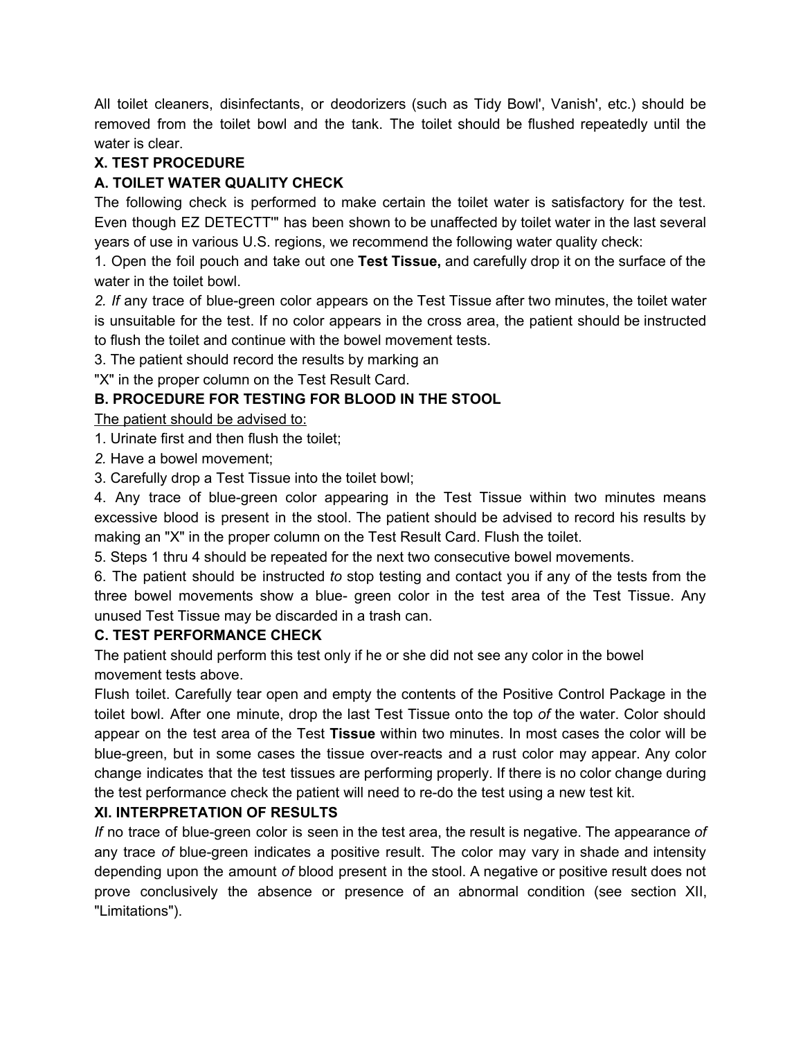All toilet cleaners, disinfectants, or deodorizers (such as Tidy Bowl', Vanish', etc.) should be removed from the toilet bowl and the tank. The toilet should be flushed repeatedly until the water is clear.

## X. TEST PROCEDURE

### A. TOILET WATER QUALITY CHECK

The following check is performed to make certain the toilet water is satisfactory for the test. Even though EZ DETECTT'" has been shown to be unaffected by toilet water in the last several years of use in various U.S. regions, we recommend the following water quality check:

1. Open the foil pouch and take out one **Test Tissue,** and carefully drop it on the surface of the water in the toilet bowl.
2. *If* any trace of blue-green color appears on the Test Tissue after two minutes, the toilet water is unsuitable for the test. If no color appears in the cross area, the patient should be instructed to flush the toilet and continue with the bowel movement tests.
3. The patient should record the results by marking an "X" in the proper column on the Test Result Card.

### B. PROCEDURE FOR TESTING FOR BLOOD IN THE STOOL

<u>The patient should be advised to:</u>

1. Urinate first and then flush the toilet;
2. Have a bowel movement;
3. Carefully drop a Test Tissue into the toilet bowl;
4. Any trace of blue-green color appearing in the Test Tissue within two minutes means excessive blood is present in the stool. The patient should be advised to record his results by making an "X" in the proper column on the Test Result Card. Flush the toilet.
5. Steps 1 thru 4 should be repeated for the next two consecutive bowel movements.
6. The patient should be instructed *to* stop testing and contact you if any of the tests from the three bowel movements show a blue- green color in the test area of the Test Tissue. Any unused Test Tissue may be discarded in a trash can.

### C. TEST PERFORMANCE CHECK

The patient should perform this test only if he or she did not see any color in the bowel movement tests above.

Flush toilet. Carefully tear open and empty the contents of the Positive Control Package in the toilet bowl. After one minute, drop the last Test Tissue onto the top *of* the water. Color should appear on the test area of the Test **Tissue** within two minutes. In most cases the color will be blue-green, but in some cases the tissue over-reacts and a rust color may appear. Any color change indicates that the test tissues are performing properly. If there is no color change during the test performance check the patient will need to re-do the test using a new test kit.

## XI. INTERPRETATION OF RESULTS

*If* no trace of blue-green color is seen in the test area, the result is negative. The appearance *of* any trace *of* blue-green indicates a positive result. The color may vary in shade and intensity depending upon the amount *of* blood present in the stool. A negative or positive result does not prove conclusively the absence or presence of an abnormal condition (see section XII, "Limitations").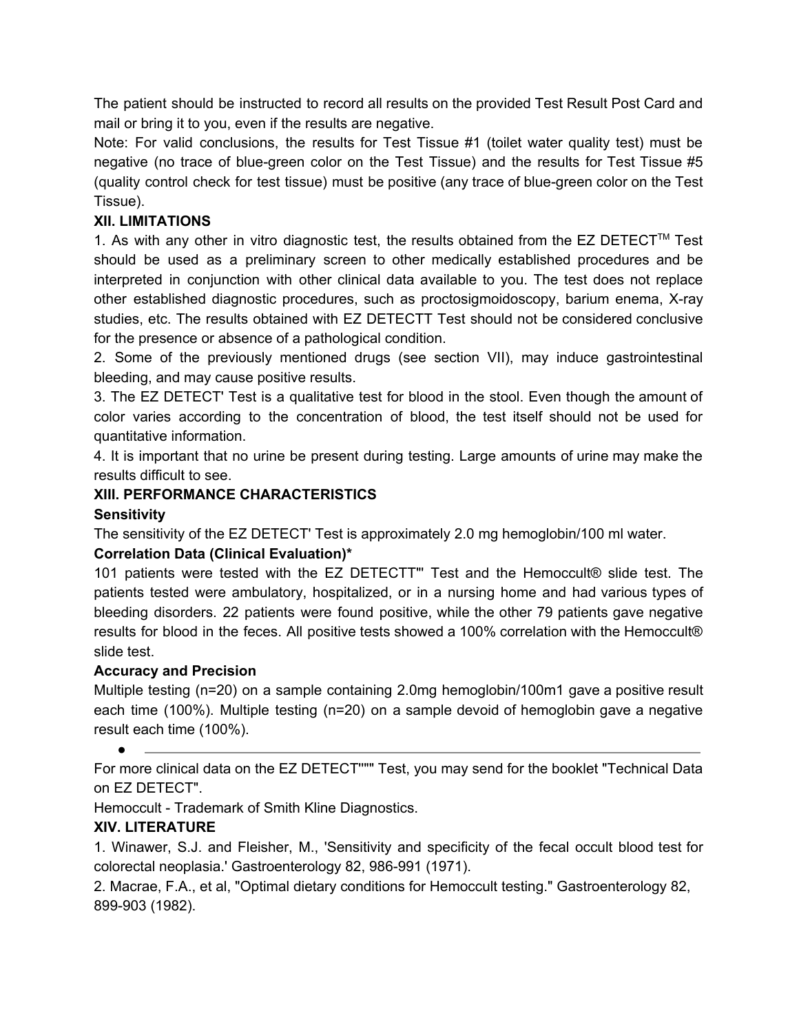The patient should be instructed to record all results on the provided Test Result Post Card and mail or bring it to you, even if the results are negative.

Note: For valid conclusions, the results for Test Tissue #1 (toilet water quality test) must be negative (no trace of blue-green color on the Test Tissue) and the results for Test Tissue #5 (quality control check for test tissue) must be positive (any trace of blue-green color on the Test Tissue).

### XII. LIMITATIONS

1. As with any other in vitro diagnostic test, the results obtained from the EZ DETECT™ Test should be used as a preliminary screen to other medically established procedures and be interpreted in conjunction with other clinical data available to you. The test does not replace other established diagnostic procedures, such as proctosigmoidoscopy, barium enema, X-ray studies, etc. The results obtained with EZ DETECTT Test should not be considered conclusive for the presence or absence of a pathological condition.
2. Some of the previously mentioned drugs (see section VII), may induce gastrointestinal bleeding, and may cause positive results.
3. The EZ DETECT' Test is a qualitative test for blood in the stool. Even though the amount of color varies according to the concentration of blood, the test itself should not be used for quantitative information.
4. It is important that no urine be present during testing. Large amounts of urine may make the results difficult to see.

### XIII. PERFORMANCE CHARACTERISTICS

**Sensitivity**

The sensitivity of the EZ DETECT' Test is approximately 2.0 mg hemoglobin/100 ml water.

**Correlation Data (Clinical Evaluation)***

101 patients were tested with the EZ DETECTT"' Test and the Hemoccult® slide test. The patients tested were ambulatory, hospitalized, or in a nursing home and had various types of bleeding disorders. 22 patients were found positive, while the other 79 patients gave negative results for blood in the feces. All positive tests showed a 100% correlation with the Hemoccult® slide test.

**Accuracy and Precision**

Multiple testing (n=20) on a sample containing 2.0mg hemoglobin/100m1 gave a positive result each time (100%). Multiple testing (n=20) on a sample devoid of hemoglobin gave a negative result each time (100%).

---

For more clinical data on the EZ DETECT""" Test, you may send for the booklet "Technical Data on EZ DETECT".

Hemoccult - Trademark of Smith Kline Diagnostics.

### XIV. LITERATURE

1. Winawer, S.J. and Fleisher, M., 'Sensitivity and specificity of the fecal occult blood test for colorectal neoplasia.' Gastroenterology 82, 986-991 (1971).
2. Macrae, F.A., et al, "Optimal dietary conditions for Hemoccult testing." Gastroenterology 82, 899-903 (1982).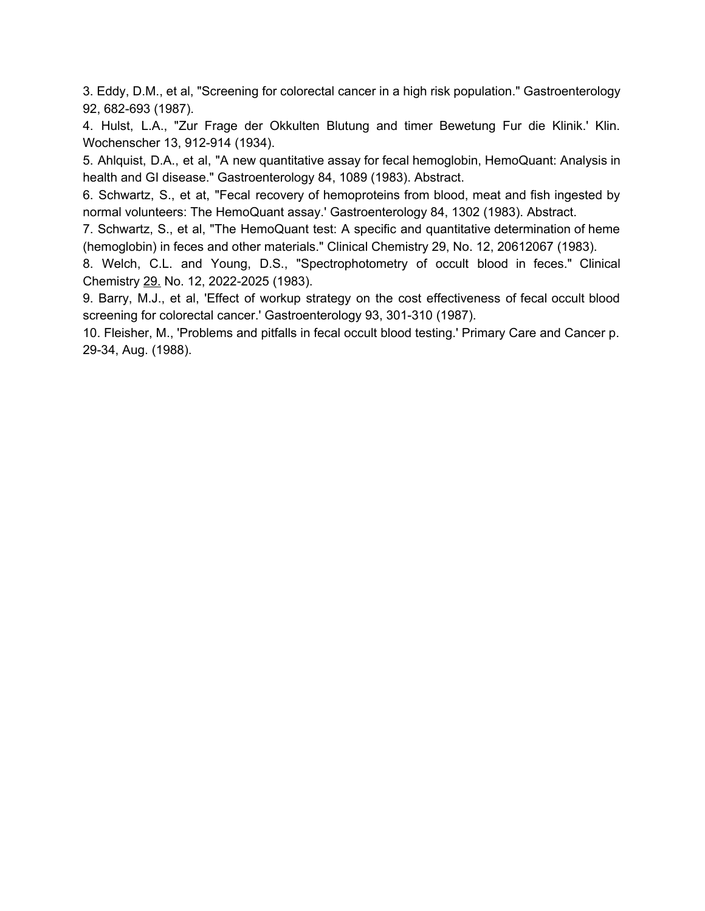3. Eddy, D.M., et al, "Screening for colorectal cancer in a high risk population." Gastroenterology 92, 682-693 (1987).

4. Hulst, L.A., "Zur Frage der Okkulten Blutung and timer Bewetung Fur die Klinik.' Klin. Wochenscher 13, 912-914 (1934).

5. Ahlquist, D.A., et al, "A new quantitative assay for fecal hemoglobin, HemoQuant: Analysis in health and GI disease." Gastroenterology 84, 1089 (1983). Abstract.

6. Schwartz, S., et at, "Fecal recovery of hemoproteins from blood, meat and fish ingested by normal volunteers: The HemoQuant assay.' Gastroenterology 84, 1302 (1983). Abstract.

7. Schwartz, S., et al, "The HemoQuant test: A specific and quantitative determination of heme (hemoglobin) in feces and other materials." Clinical Chemistry 29, No. 12, 20612067 (1983).

8. Welch, C.L. and Young, D.S., "Spectrophotometry of occult blood in feces." Clinical Chemistry 29. No. 12, 2022-2025 (1983).

9. Barry, M.J., et al, 'Effect of workup strategy on the cost effectiveness of fecal occult blood screening for colorectal cancer.' Gastroenterology 93, 301-310 (1987).

10. Fleisher, M., 'Problems and pitfalls in fecal occult blood testing.' Primary Care and Cancer p. 29-34, Aug. (1988).